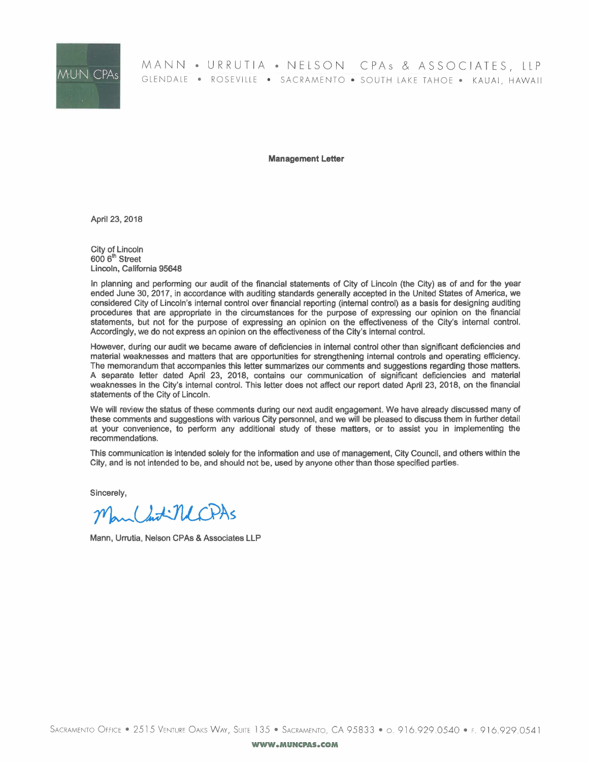MANN • URRUTIA • NELSON CPAs & ASSOCIATES, LLP

GLENDALE • ROSEVILLE • SACRAMENTO • SOUTH LAKE TAHOE • KAUAI, HAWAII

**Management Letter**

April 23, 2018

City of Lincoln
600 6th Street
Lincoln, California 95648

In planning and performing our audit of the financial statements of City of Lincoln (the City) as of and for the year ended June 30, 2017, in accordance with auditing standards generally accepted in the United States of America, we considered City of Lincoln's internal control over financial reporting (internal control) as a basis for designing auditing procedures that are appropriate in the circumstances for the purpose of expressing our opinion on the financial statements, but not for the purpose of expressing an opinion on the effectiveness of the City's internal control. Accordingly, we do not express an opinion on the effectiveness of the City's internal control.

However, during our audit we became aware of deficiencies in internal control other than significant deficiencies and material weaknesses and matters that are opportunities for strengthening internal controls and operating efficiency. The memorandum that accompanies this letter summarizes our comments and suggestions regarding those matters. A separate letter dated April 23, 2018, contains our communication of significant deficiencies and material weaknesses in the City's internal control. This letter does not affect our report dated April 23, 2018, on the financial statements of the City of Lincoln.

We will review the status of these comments during our next audit engagement. We have already discussed many of these comments and suggestions with various City personnel, and we will be pleased to discuss them in further detail at your convenience, to perform any additional study of these matters, or to assist you in implementing the recommendations.

This communication is intended solely for the information and use of management, City Council, and others within the City, and is not intended to be, and should not be, used by anyone other than those specified parties.

Sincerely,

Mann Urrutia Nelson CPAs

Mann, Urrutia, Nelson CPAs & Associates LLP

SACRAMENTO OFFICE • 2515 VENTURE OAKS WAY, SUITE 135 • SACRAMENTO, CA 95833 • O. 916.929.0540 • F. 916.929.0541

WWW.MUNCPAS.COM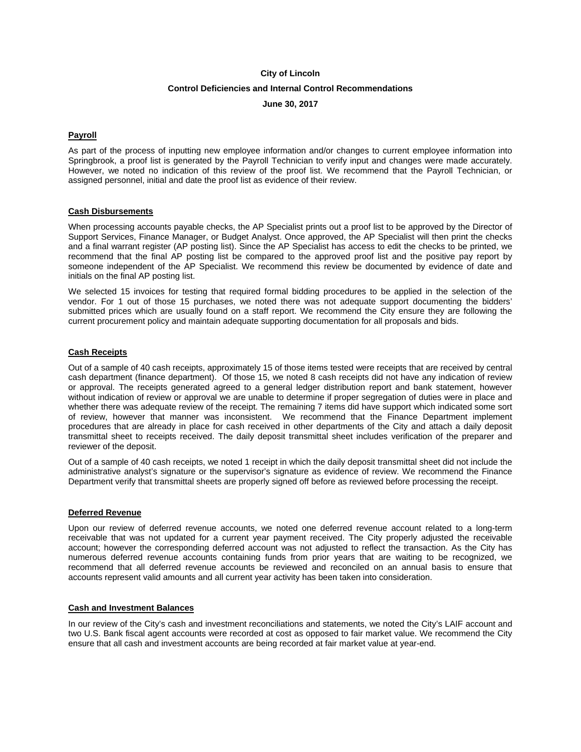**City of Lincoln**

**Control Deficiencies and Internal Control Recommendations**

**June 30, 2017**

## Payroll

As part of the process of inputting new employee information and/or changes to current employee information into Springbrook, a proof list is generated by the Payroll Technician to verify input and changes were made accurately. However, we noted no indication of this review of the proof list. We recommend that the Payroll Technician, or assigned personnel, initial and date the proof list as evidence of their review.

## Cash Disbursements

When processing accounts payable checks, the AP Specialist prints out a proof list to be approved by the Director of Support Services, Finance Manager, or Budget Analyst. Once approved, the AP Specialist will then print the checks and a final warrant register (AP posting list). Since the AP Specialist has access to edit the checks to be printed, we recommend that the final AP posting list be compared to the approved proof list and the positive pay report by someone independent of the AP Specialist. We recommend this review be documented by evidence of date and initials on the final AP posting list.

We selected 15 invoices for testing that required formal bidding procedures to be applied in the selection of the vendor. For 1 out of those 15 purchases, we noted there was not adequate support documenting the bidders' submitted prices which are usually found on a staff report. We recommend the City ensure they are following the current procurement policy and maintain adequate supporting documentation for all proposals and bids.

## Cash Receipts

Out of a sample of 40 cash receipts, approximately 15 of those items tested were receipts that are received by central cash department (finance department). Of those 15, we noted 8 cash receipts did not have any indication of review or approval. The receipts generated agreed to a general ledger distribution report and bank statement, however without indication of review or approval we are unable to determine if proper segregation of duties were in place and whether there was adequate review of the receipt. The remaining 7 items did have support which indicated some sort of review, however that manner was inconsistent. We recommend that the Finance Department implement procedures that are already in place for cash received in other departments of the City and attach a daily deposit transmittal sheet to receipts received. The daily deposit transmittal sheet includes verification of the preparer and reviewer of the deposit.

Out of a sample of 40 cash receipts, we noted 1 receipt in which the daily deposit transmittal sheet did not include the administrative analyst's signature or the supervisor's signature as evidence of review. We recommend the Finance Department verify that transmittal sheets are properly signed off before as reviewed before processing the receipt.

## Deferred Revenue

Upon our review of deferred revenue accounts, we noted one deferred revenue account related to a long-term receivable that was not updated for a current year payment received. The City properly adjusted the receivable account; however the corresponding deferred account was not adjusted to reflect the transaction. As the City has numerous deferred revenue accounts containing funds from prior years that are waiting to be recognized, we recommend that all deferred revenue accounts be reviewed and reconciled on an annual basis to ensure that accounts represent valid amounts and all current year activity has been taken into consideration.

## Cash and Investment Balances

In our review of the City's cash and investment reconciliations and statements, we noted the City's LAIF account and two U.S. Bank fiscal agent accounts were recorded at cost as opposed to fair market value. We recommend the City ensure that all cash and investment accounts are being recorded at fair market value at year-end.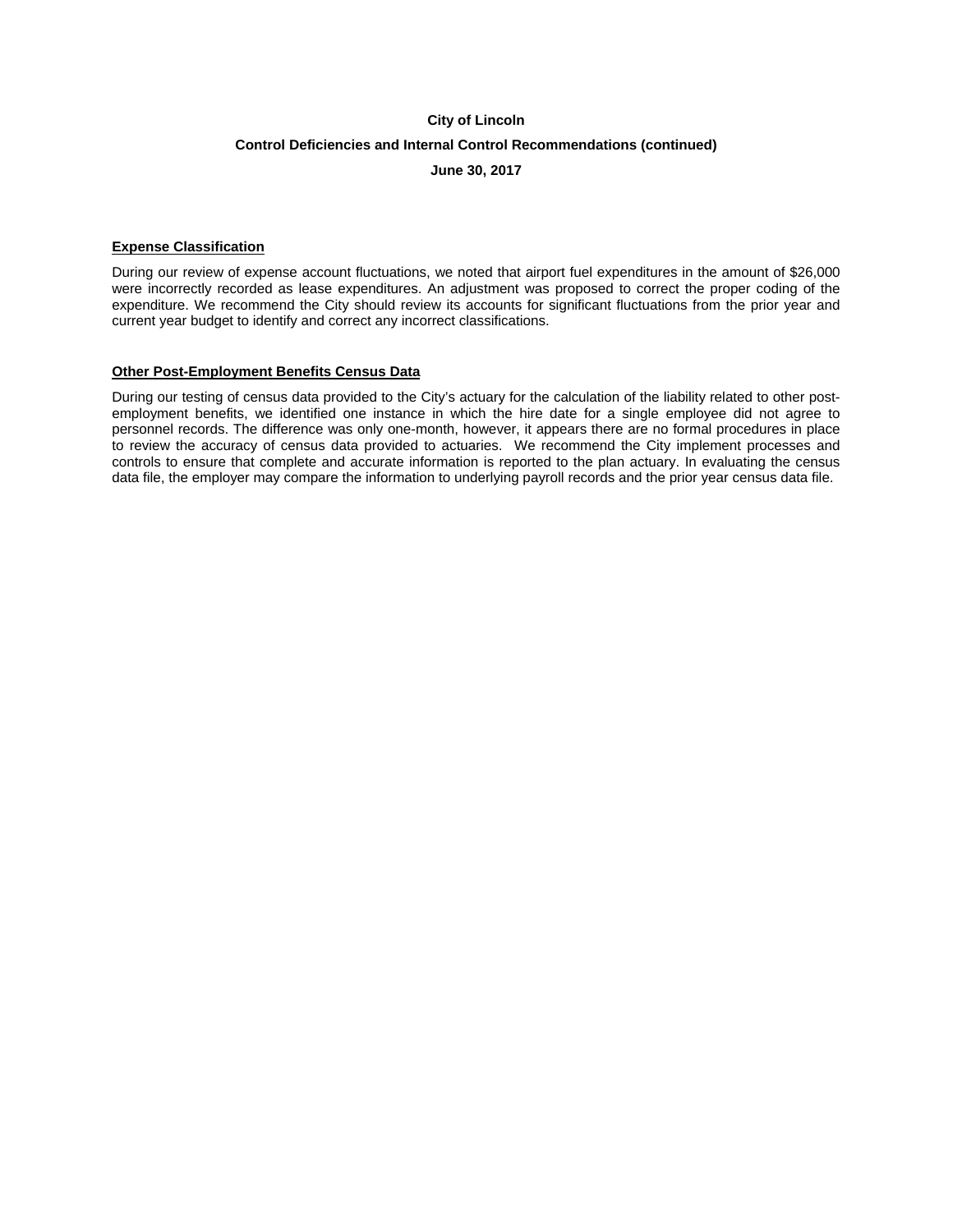**City of Lincoln**

**Control Deficiencies and Internal Control Recommendations (continued)**

**June 30, 2017**

## Expense Classification

During our review of expense account fluctuations, we noted that airport fuel expenditures in the amount of $26,000 were incorrectly recorded as lease expenditures. An adjustment was proposed to correct the proper coding of the expenditure. We recommend the City should review its accounts for significant fluctuations from the prior year and current year budget to identify and correct any incorrect classifications.

## Other Post-Employment Benefits Census Data

During our testing of census data provided to the City's actuary for the calculation of the liability related to other post-employment benefits, we identified one instance in which the hire date for a single employee did not agree to personnel records. The difference was only one-month, however, it appears there are no formal procedures in place to review the accuracy of census data provided to actuaries. We recommend the City implement processes and controls to ensure that complete and accurate information is reported to the plan actuary. In evaluating the census data file, the employer may compare the information to underlying payroll records and the prior year census data file.